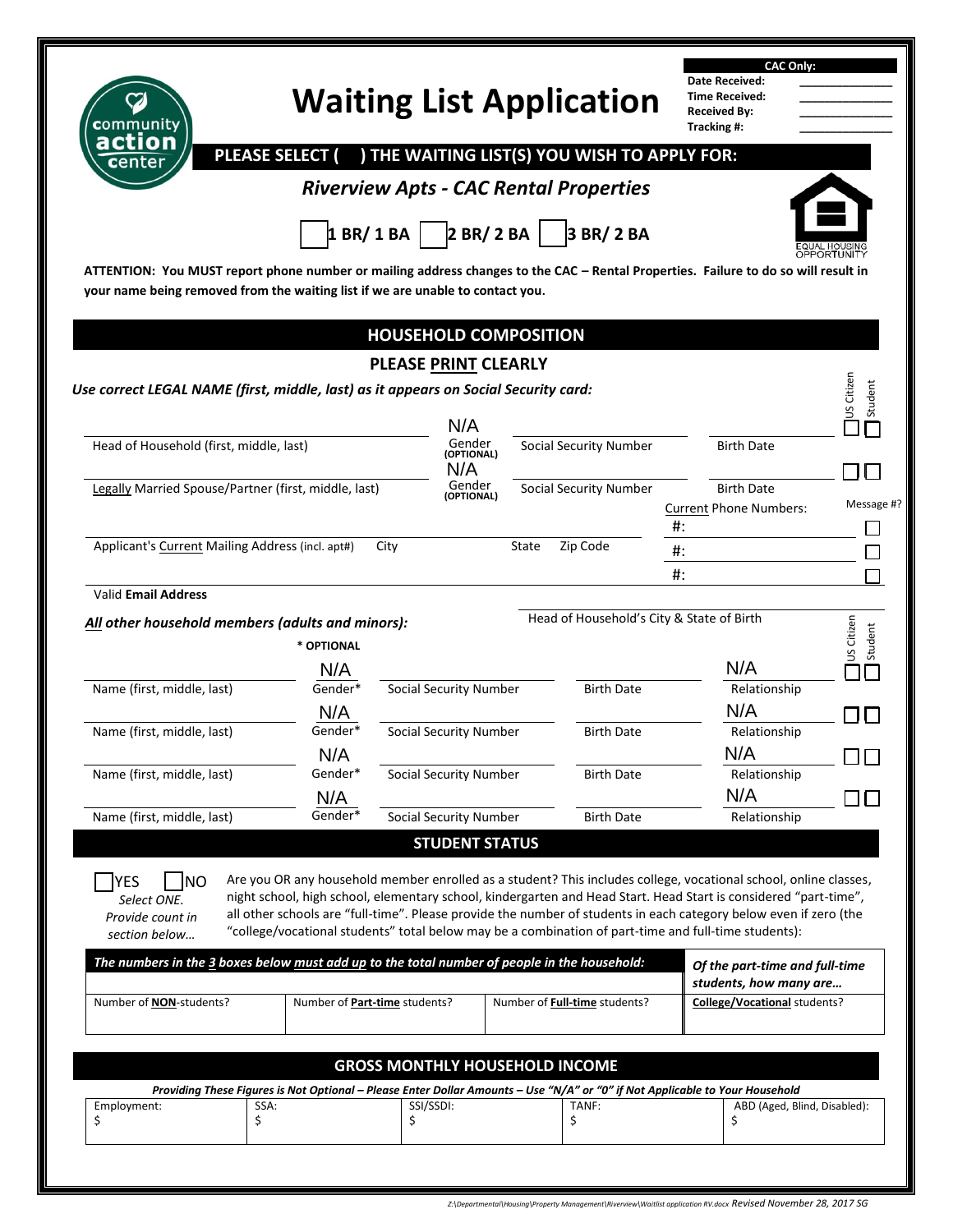**CAC Only:**
Date Received: _______________
Time Received: _______________
Received By: _______________
Tracking #: _______________

# Waiting List Application

**PLEASE SELECT ( ) THE WAITING LIST(S) YOU WISH TO APPLY FOR:**

## *Riverview Apts - CAC Rental Properties*

☐ **1 BR/ 1 BA** ☐ **2 BR/ 2 BA** ☐ **3 BR/ 2 BA**

EQUAL HOUSING OPPORTUNITY

**ATTENTION: You MUST report phone number or mailing address changes to the CAC – Rental Properties. Failure to do so will result in your name being removed from the waiting list if we are unable to contact you.**

## HOUSEHOLD COMPOSITION

**PLEASE PRINT CLEARLY**

***Use correct LEGAL NAME (first, middle, last) as it appears on Social Security card:***

| | Gender (OPTIONAL) | Social Security Number | Birth Date | US Citizen | Student |
|---|---|---|---|---|---|
| Head of Household (first, middle, last) | N/A | | | ☐ | ☐ |
| Legally Married Spouse/Partner (first, middle, last) | N/A | | | ☐ | ☐ |

Applicant's Current Mailing Address (incl. apt#) ______ City ______ State ______ Zip Code ______

Current Phone Numbers:

| #: | Message #? |
|---|---|
| #: | ☐ |
| #: | ☐ |
| #: | ☐ |

Valid **Email Address** ______

Head of Household's City & State of Birth ______

***All other household members (adults and minors):***

| Name (first, middle, last) | Gender* | Social Security Number | Birth Date | Relationship | US Citizen | Student |
|---|---|---|---|---|---|---|
| | N/A | | | N/A | ☐ | ☐ |
| | N/A | | | N/A | ☐ | ☐ |
| | N/A | | | N/A | ☐ | ☐ |
| | N/A | | | N/A | ☐ | ☐ |

**\* OPTIONAL**

## STUDENT STATUS

☐ YES ☐ NO

*Select ONE. Provide count in section below…*

Are you OR any household member enrolled as a student? This includes college, vocational school, online classes, night school, high school, elementary school, kindergarten and Head Start. Head Start is considered "part-time", all other schools are "full-time". Please provide the number of students in each category below even if zero (the "college/vocational students" total below may be a combination of part-time and full-time students):

| ***The numbers in the 3 boxes below must add up to the total number of people in the household:*** | | | ***Of the part-time and full-time students, how many are…*** |
|---|---|---|---|
| Number of **NON**-students? | Number of **Part-time** students? | Number of **Full-time** students? | **College/Vocational** students? |
| | | | |

## GROSS MONTHLY HOUSEHOLD INCOME

***Providing These Figures is Not Optional – Please Enter Dollar Amounts – Use "N/A" or "0" if Not Applicable to Your Household***

| Employment: | SSA: | SSI/SSDI: | TANF: | ABD (Aged, Blind, Disabled): |
|---|---|---|---|---|
| $ | $ | $ | $ | $ |

*Z:\Departmental\Housing\Property Management\Riverview\Waitlist application RV.docx Revised November 28, 2017 SG*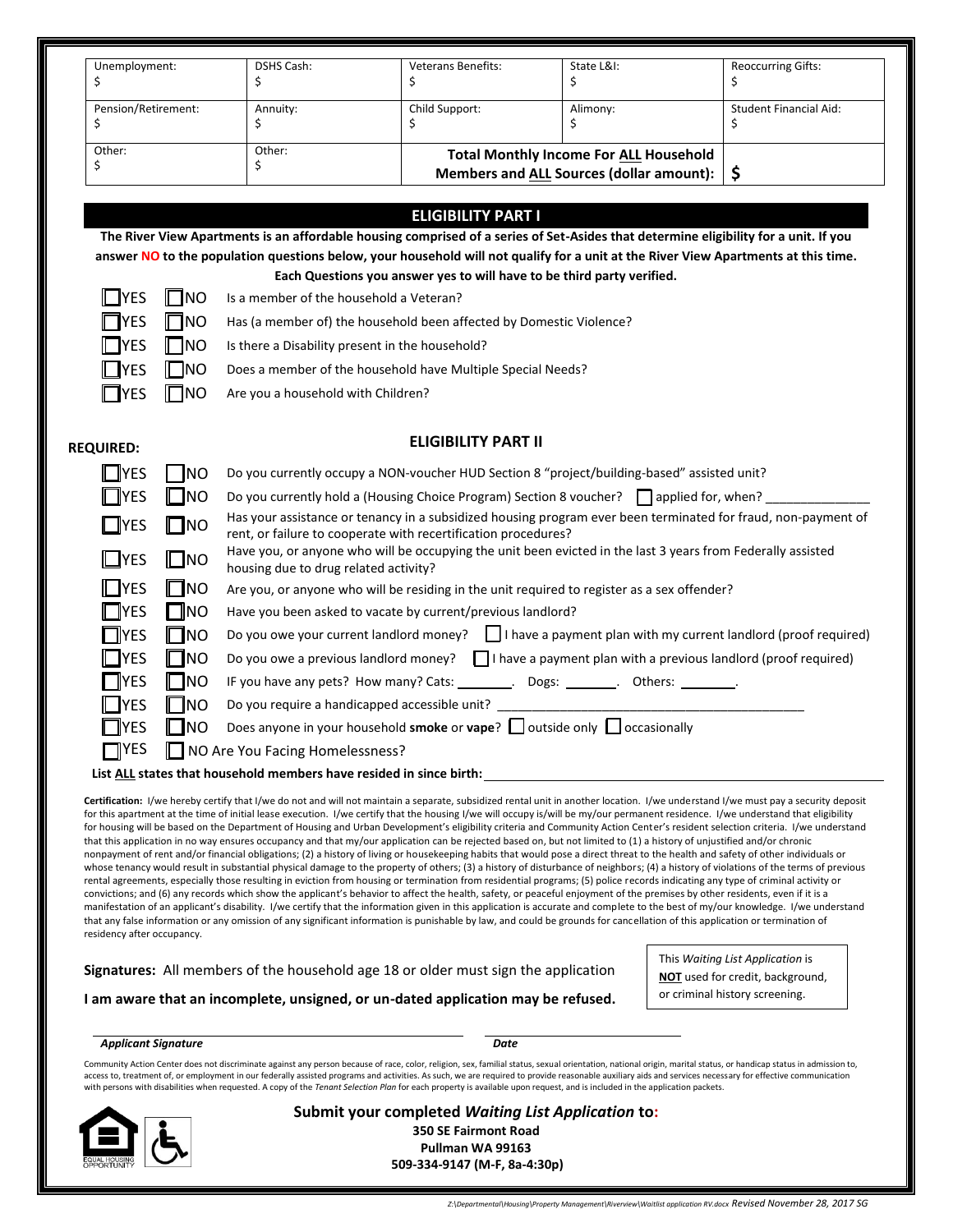| | | | | |
|---|---|---|---|---|
| Unemployment:<br>$ | DSHS Cash:<br>$ | Veterans Benefits:<br>$ | State L&I:<br>$ | Reoccurring Gifts:<br>$ |
| Pension/Retirement:<br>$ | Annuity:<br>$ | Child Support:<br>$ | Alimony:<br>$ | Student Financial Aid:<br>$ |
| Other:<br>$ | Other:<br>$ | **Total Monthly Income For ALL Household Members and ALL Sources (dollar amount):** | | **$** |

## ELIGIBILITY PART I

**The River View Apartments is an affordable housing comprised of a series of Set-Asides that determine eligibility for a unit. If you answer NO to the population questions below, your household will not qualify for a unit at the River View Apartments at this time. Each Questions you answer yes to will have to be third party verified.**

- ☐YES ☐NO Is a member of the household a Veteran?
- ☐YES ☐NO Has (a member of) the household been affected by Domestic Violence?
- ☐YES ☐NO Is there a Disability present in the household?
- ☐YES ☐NO Does a member of the household have Multiple Special Needs?
- ☐YES ☐NO Are you a household with Children?

**REQUIRED:**

## ELIGIBILITY PART II

- ☐YES ☐NO Do you currently occupy a NON-voucher HUD Section 8 "project/building-based" assisted unit?
- ☐YES ☐NO Do you currently hold a (Housing Choice Program) Section 8 voucher? ☐ applied for, when? _______________
- ☐YES ☐NO Has your assistance or tenancy in a subsidized housing program ever been terminated for fraud, non-payment of rent, or failure to cooperate with recertification procedures?
- ☐YES ☐NO Have you, or anyone who will be occupying the unit been evicted in the last 3 years from Federally assisted housing due to drug related activity?
- ☐YES ☐NO Are you, or anyone who will be residing in the unit required to register as a sex offender?
- ☐YES ☐NO Have you been asked to vacate by current/previous landlord?
- ☐YES ☐NO Do you owe your current landlord money? ☐ I have a payment plan with my current landlord (proof required)
- ☐YES ☐NO Do you owe a previous landlord money? ☐ I have a payment plan with a previous landlord (proof required)
- ☐YES ☐NO IF you have any pets? How many? Cats: ________. Dogs: _______. Others: ________.
- ☐YES ☐NO Do you require a handicapped accessible unit? _____________________________________________
- ☐YES ☐NO Does anyone in your household **smoke** or **vape**? ☐ outside only ☐ occasionally
- ☐YES ☐ NO Are You Facing Homelessness?

**List ALL states that household members have resided in since birth:** ____________________________________________

**Certification:** I/we hereby certify that I/we do not and will not maintain a separate, subsidized rental unit in another location. I/we understand I/we must pay a security deposit for this apartment at the time of initial lease execution. I/we certify that the housing I/we will occupy is/will be my/our permanent residence. I/we understand that eligibility for housing will be based on the Department of Housing and Urban Development's eligibility criteria and Community Action Center's resident selection criteria. I/we understand that this application in no way ensures occupancy and that my/our application can be rejected based on, but not limited to (1) a history of unjustified and/or chronic nonpayment of rent and/or financial obligations; (2) a history of living or housekeeping habits that would pose a direct threat to the health and safety of other individuals or whose tenancy would result in substantial physical damage to the property of others; (3) a history of disturbance of neighbors; (4) a history of violations of the terms of previous rental agreements, especially those resulting in eviction from housing or termination from residential programs; (5) police records indicating any type of criminal activity or convictions; and (6) any records which show the applicant's behavior to affect the health, safety, or peaceful enjoyment of the premises by other residents, even if it is a manifestation of an applicant's disability. I/we certify that the information given in this application is accurate and complete to the best of my/our knowledge. I/we understand that any false information or any omission of any significant information is punishable by law, and could be grounds for cancellation of this application or termination of residency after occupancy.

**Signatures:** All members of the household age 18 or older must sign the application

**I am aware that an incomplete, unsigned, or un-dated application may be refused.**

This *Waiting List Application* is **NOT** used for credit, background, or criminal history screening.

______________________________________________ ______________________

***Applicant Signature*** ***Date***

Community Action Center does not discriminate against any person because of race, color, religion, sex, familial status, sexual orientation, national origin, marital status, or handicap status in admission to, access to, treatment of, or employment in our federally assisted programs and activities. As such, we are required to provide reasonable auxiliary aids and services necessary for effective communication with persons with disabilities when requested. A copy of the *Tenant Selection Plan* for each property is available upon request, and is included in the application packets.

EQUAL HOUSING OPPORTUNITY

**Submit your completed *Waiting List Application* to:**

**350 SE Fairmont Road**
**Pullman WA 99163**
**509-334-9147 (M-F, 8a-4:30p)**

*Z:\Departmental\Housing\Property Management\Riverview\Waitlist application RV.docx Revised November 28, 2017 SG*